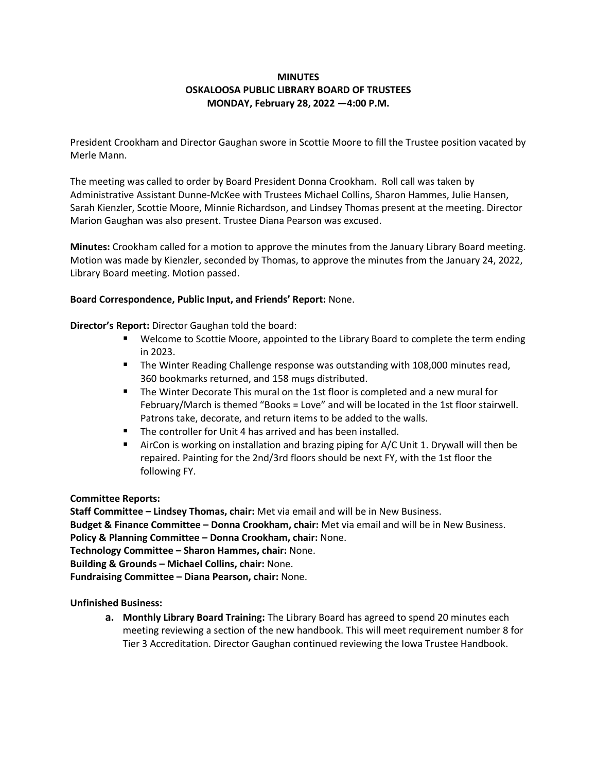# MINUTES
# OSKALOOSA PUBLIC LIBRARY BOARD OF TRUSTEES
# MONDAY, February 28, 2022 —4:00 P.M.

President Crookham and Director Gaughan swore in Scottie Moore to fill the Trustee position vacated by Merle Mann.

The meeting was called to order by Board President Donna Crookham. Roll call was taken by Administrative Assistant Dunne-McKee with Trustees Michael Collins, Sharon Hammes, Julie Hansen, Sarah Kienzler, Scottie Moore, Minnie Richardson, and Lindsey Thomas present at the meeting. Director Marion Gaughan was also present. Trustee Diana Pearson was excused.

**Minutes:** Crookham called for a motion to approve the minutes from the January Library Board meeting. Motion was made by Kienzler, seconded by Thomas, to approve the minutes from the January 24, 2022, Library Board meeting. Motion passed.

**Board Correspondence, Public Input, and Friends' Report:** None.

**Director's Report:** Director Gaughan told the board:

- Welcome to Scottie Moore, appointed to the Library Board to complete the term ending in 2023.
- The Winter Reading Challenge response was outstanding with 108,000 minutes read, 360 bookmarks returned, and 158 mugs distributed.
- The Winter Decorate This mural on the 1st floor is completed and a new mural for February/March is themed "Books = Love" and will be located in the 1st floor stairwell. Patrons take, decorate, and return items to be added to the walls.
- The controller for Unit 4 has arrived and has been installed.
- AirCon is working on installation and brazing piping for A/C Unit 1. Drywall will then be repaired. Painting for the 2nd/3rd floors should be next FY, with the 1st floor the following FY.

**Committee Reports:**

**Staff Committee – Lindsey Thomas, chair:** Met via email and will be in New Business.

**Budget & Finance Committee – Donna Crookham, chair:** Met via email and will be in New Business.

**Policy & Planning Committee – Donna Crookham, chair:** None.

**Technology Committee – Sharon Hammes, chair:** None.

**Building & Grounds – Michael Collins, chair:** None.

**Fundraising Committee – Diana Pearson, chair:** None.

**Unfinished Business:**

**a. Monthly Library Board Training:** The Library Board has agreed to spend 20 minutes each meeting reviewing a section of the new handbook. This will meet requirement number 8 for Tier 3 Accreditation. Director Gaughan continued reviewing the Iowa Trustee Handbook.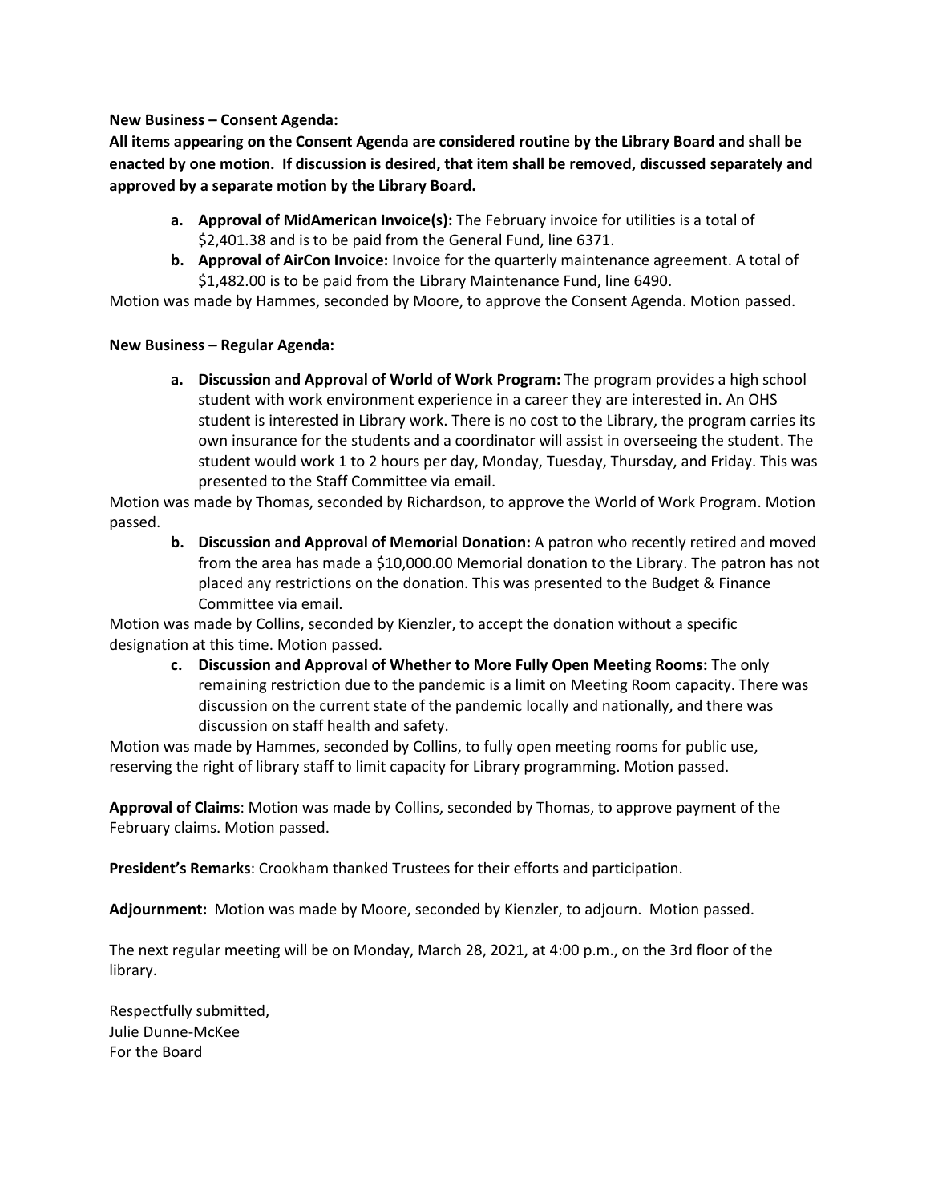**New Business – Consent Agenda:**

**All items appearing on the Consent Agenda are considered routine by the Library Board and shall be enacted by one motion. If discussion is desired, that item shall be removed, discussed separately and approved by a separate motion by the Library Board.**

- **a. Approval of MidAmerican Invoice(s):** The February invoice for utilities is a total of $2,401.38 and is to be paid from the General Fund, line 6371.
- **b. Approval of AirCon Invoice:** Invoice for the quarterly maintenance agreement. A total of $1,482.00 is to be paid from the Library Maintenance Fund, line 6490.

Motion was made by Hammes, seconded by Moore, to approve the Consent Agenda. Motion passed.

**New Business – Regular Agenda:**

- **a. Discussion and Approval of World of Work Program:** The program provides a high school student with work environment experience in a career they are interested in. An OHS student is interested in Library work. There is no cost to the Library, the program carries its own insurance for the students and a coordinator will assist in overseeing the student. The student would work 1 to 2 hours per day, Monday, Tuesday, Thursday, and Friday. This was presented to the Staff Committee via email.

Motion was made by Thomas, seconded by Richardson, to approve the World of Work Program. Motion passed.

- **b. Discussion and Approval of Memorial Donation:** A patron who recently retired and moved from the area has made a $10,000.00 Memorial donation to the Library. The patron has not placed any restrictions on the donation. This was presented to the Budget & Finance Committee via email.

Motion was made by Collins, seconded by Kienzler, to accept the donation without a specific designation at this time. Motion passed.

- **c. Discussion and Approval of Whether to More Fully Open Meeting Rooms:** The only remaining restriction due to the pandemic is a limit on Meeting Room capacity. There was discussion on the current state of the pandemic locally and nationally, and there was discussion on staff health and safety.

Motion was made by Hammes, seconded by Collins, to fully open meeting rooms for public use, reserving the right of library staff to limit capacity for Library programming. Motion passed.

**Approval of Claims**: Motion was made by Collins, seconded by Thomas, to approve payment of the February claims. Motion passed.

**President's Remarks**: Crookham thanked Trustees for their efforts and participation.

**Adjournment:** Motion was made by Moore, seconded by Kienzler, to adjourn. Motion passed.

The next regular meeting will be on Monday, March 28, 2021, at 4:00 p.m., on the 3rd floor of the library.

Respectfully submitted,
Julie Dunne-McKee
For the Board